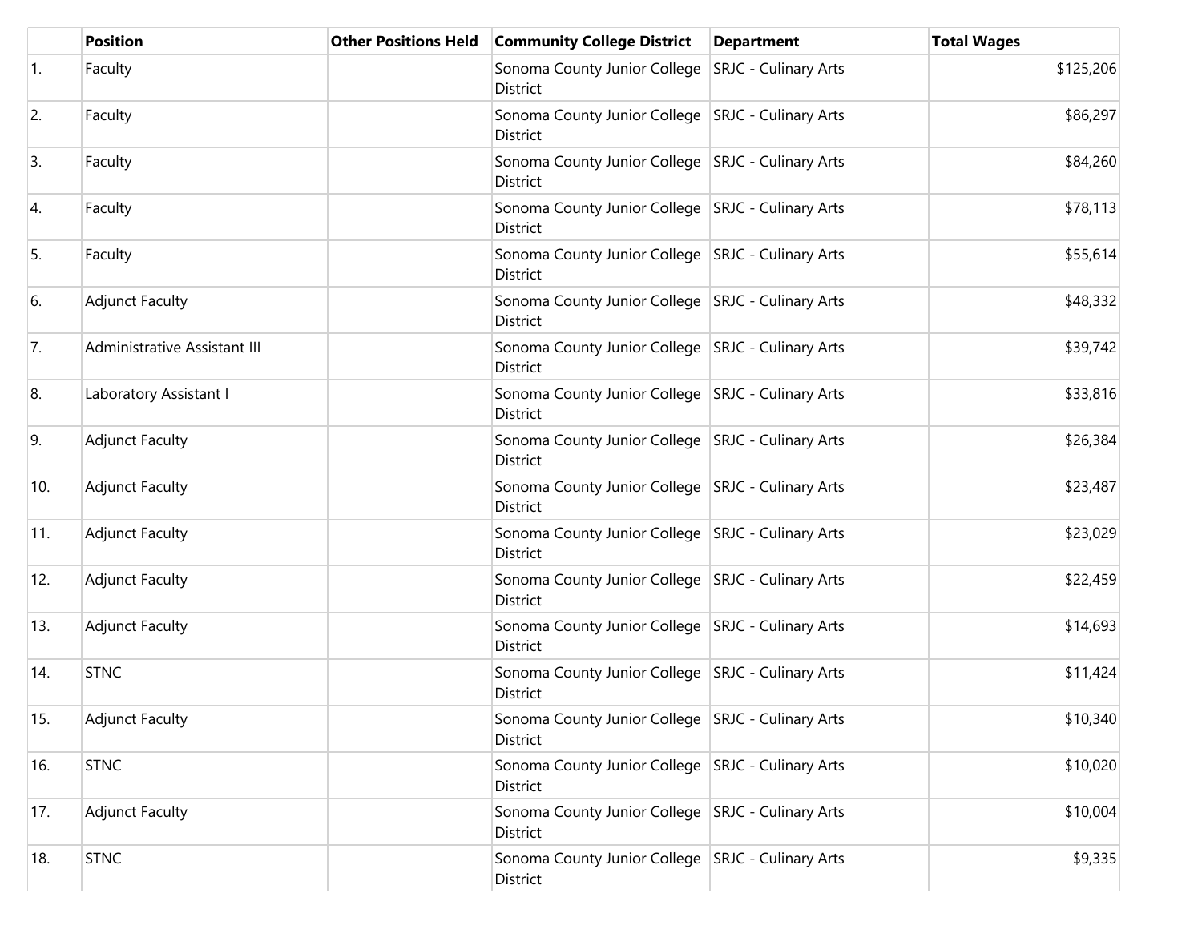| | Position | Other Positions Held | Community College District | Department | Total Wages |
|---|---|---|---|---|---|
| 1. | Faculty | | Sonoma County Junior College District | SRJC - Culinary Arts | $125,206 |
| 2. | Faculty | | Sonoma County Junior College District | SRJC - Culinary Arts | $86,297 |
| 3. | Faculty | | Sonoma County Junior College District | SRJC - Culinary Arts | $84,260 |
| 4. | Faculty | | Sonoma County Junior College District | SRJC - Culinary Arts | $78,113 |
| 5. | Faculty | | Sonoma County Junior College District | SRJC - Culinary Arts | $55,614 |
| 6. | Adjunct Faculty | | Sonoma County Junior College District | SRJC - Culinary Arts | $48,332 |
| 7. | Administrative Assistant III | | Sonoma County Junior College District | SRJC - Culinary Arts | $39,742 |
| 8. | Laboratory Assistant I | | Sonoma County Junior College District | SRJC - Culinary Arts | $33,816 |
| 9. | Adjunct Faculty | | Sonoma County Junior College District | SRJC - Culinary Arts | $26,384 |
| 10. | Adjunct Faculty | | Sonoma County Junior College District | SRJC - Culinary Arts | $23,487 |
| 11. | Adjunct Faculty | | Sonoma County Junior College District | SRJC - Culinary Arts | $23,029 |
| 12. | Adjunct Faculty | | Sonoma County Junior College District | SRJC - Culinary Arts | $22,459 |
| 13. | Adjunct Faculty | | Sonoma County Junior College District | SRJC - Culinary Arts | $14,693 |
| 14. | STNC | | Sonoma County Junior College District | SRJC - Culinary Arts | $11,424 |
| 15. | Adjunct Faculty | | Sonoma County Junior College District | SRJC - Culinary Arts | $10,340 |
| 16. | STNC | | Sonoma County Junior College District | SRJC - Culinary Arts | $10,020 |
| 17. | Adjunct Faculty | | Sonoma County Junior College District | SRJC - Culinary Arts | $10,004 |
| 18. | STNC | | Sonoma County Junior College District | SRJC - Culinary Arts | $9,335 |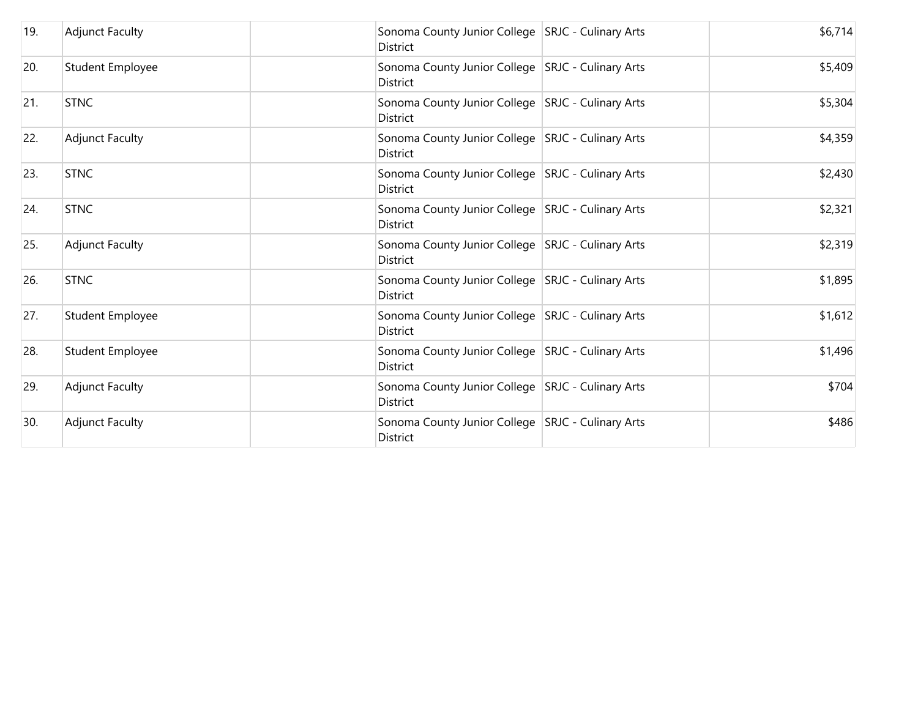| | | | | | |
|---|---|---|---|---|---|
| 19. | Adjunct Faculty | | Sonoma County Junior College District | SRJC - Culinary Arts | $6,714 |
| 20. | Student Employee | | Sonoma County Junior College District | SRJC - Culinary Arts | $5,409 |
| 21. | STNC | | Sonoma County Junior College District | SRJC - Culinary Arts | $5,304 |
| 22. | Adjunct Faculty | | Sonoma County Junior College District | SRJC - Culinary Arts | $4,359 |
| 23. | STNC | | Sonoma County Junior College District | SRJC - Culinary Arts | $2,430 |
| 24. | STNC | | Sonoma County Junior College District | SRJC - Culinary Arts | $2,321 |
| 25. | Adjunct Faculty | | Sonoma County Junior College District | SRJC - Culinary Arts | $2,319 |
| 26. | STNC | | Sonoma County Junior College District | SRJC - Culinary Arts | $1,895 |
| 27. | Student Employee | | Sonoma County Junior College District | SRJC - Culinary Arts | $1,612 |
| 28. | Student Employee | | Sonoma County Junior College District | SRJC - Culinary Arts | $1,496 |
| 29. | Adjunct Faculty | | Sonoma County Junior College District | SRJC - Culinary Arts | $704 |
| 30. | Adjunct Faculty | | Sonoma County Junior College District | SRJC - Culinary Arts | $486 |